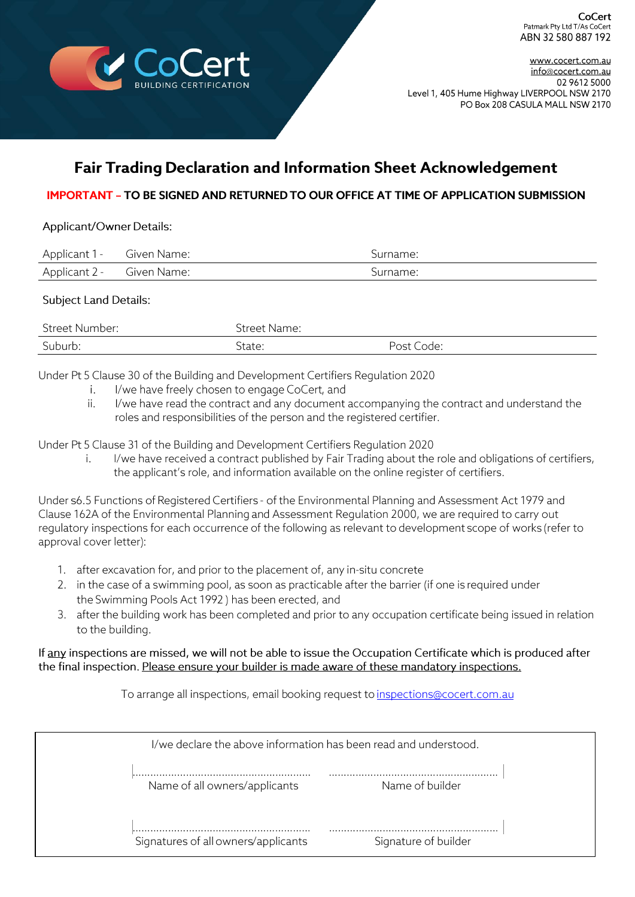CoCert BUILDING CERTIFICATION

**CoCert**
Patmark Pty Ltd T/As CoCert
ABN 32 580 887 192

www.cocert.com.au
info@cocert.com.au
02 9612 5000
Level 1, 405 Hume Highway LIVERPOOL NSW 2170
PO Box 208 CASULA MALL NSW 2170

# Fair Trading Declaration and Information Sheet Acknowledgement

**IMPORTANT – TO BE SIGNED AND RETURNED TO OUR OFFICE AT TIME OF APPLICATION SUBMISSION**

Applicant/Owner Details:

| Applicant 1 - | Given Name: | Surname: |
|---|---|---|
| Applicant 2 - | Given Name: | Surname: |

Subject Land Details:

| Street Number: | Street Name: | |
|---|---|---|
| Suburb: | State: | Post Code: |

Under Pt 5 Clause 30 of the Building and Development Certifiers Regulation 2020

i. I/we have freely chosen to engage CoCert, and
ii. I/we have read the contract and any document accompanying the contract and understand the roles and responsibilities of the person and the registered certifier.

Under Pt 5 Clause 31 of the Building and Development Certifiers Regulation 2020

i. I/we have received a contract published by Fair Trading about the role and obligations of certifiers, the applicant's role, and information available on the online register of certifiers.

Under s6.5 Functions of Registered Certifiers - of the Environmental Planning and Assessment Act 1979 and Clause 162A of the Environmental Planning and Assessment Regulation 2000, we are required to carry out regulatory inspections for each occurrence of the following as relevant to development scope of works (refer to approval cover letter):

1. after excavation for, and prior to the placement of, any in-situ concrete
2. in the case of a swimming pool, as soon as practicable after the barrier (if one is required under the Swimming Pools Act 1992 ) has been erected, and
3. after the building work has been completed and prior to any occupation certificate being issued in relation to the building.

If any inspections are missed, we will not be able to issue the Occupation Certificate which is produced after the final inspection. Please ensure your builder is made aware of these mandatory inspections.

To arrange all inspections, email booking request to inspections@cocert.com.au

I/we declare the above information has been read and understood.

| ............................................................ | ............................................................ |
|---|---|
| Name of all owners/applicants | Name of builder |
| ............................................................ | ............................................................ |
| Signatures of all owners/applicants | Signature of builder |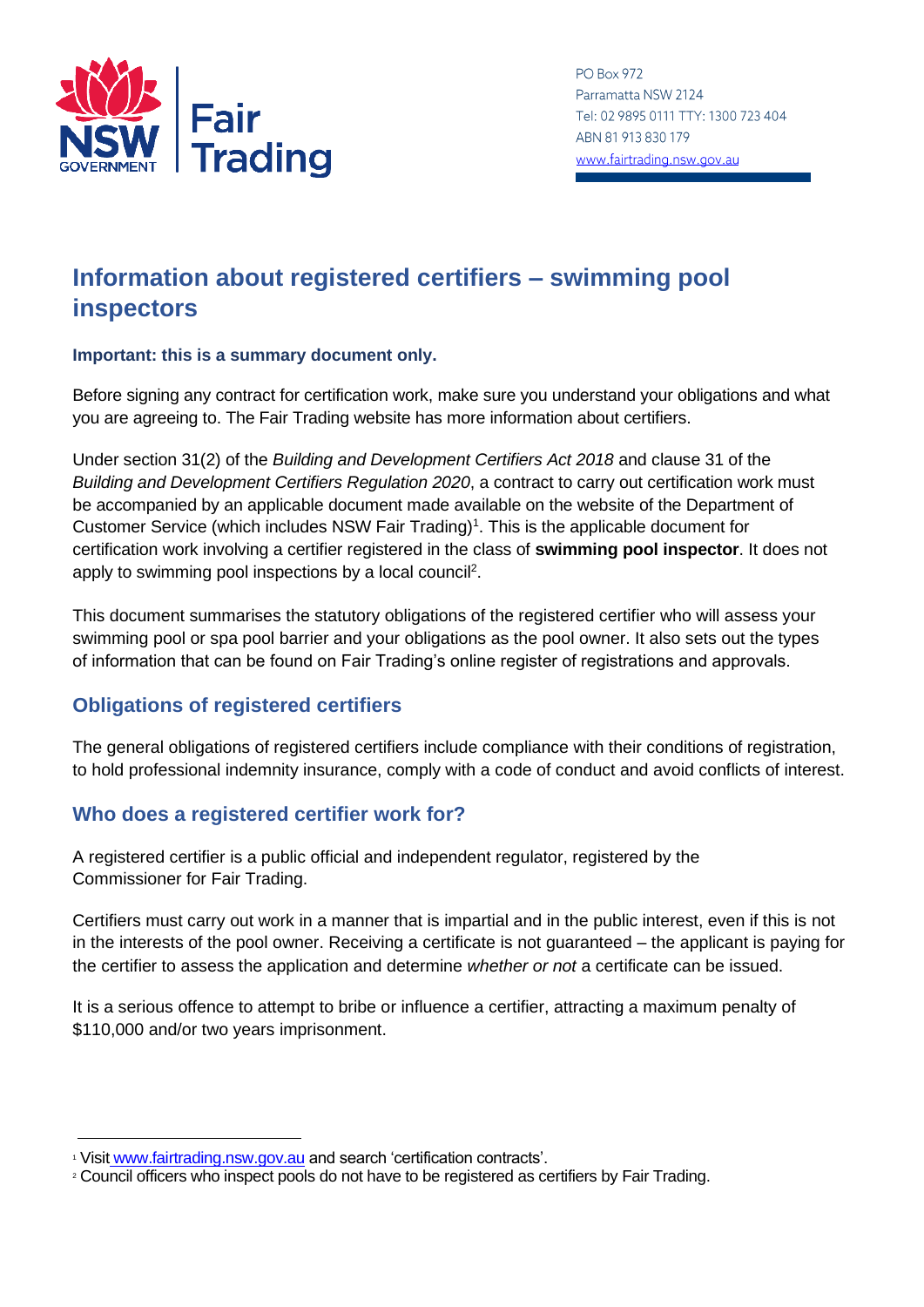PO Box 972
Parramatta NSW 2124
Tel: 02 9895 0111 TTY: 1300 723 404
ABN 81 913 830 179
www.fairtrading.nsw.gov.au

# Information about registered certifiers – swimming pool inspectors

**Important: this is a summary document only.**

Before signing any contract for certification work, make sure you understand your obligations and what you are agreeing to. The Fair Trading website has more information about certifiers.

Under section 31(2) of the *Building and Development Certifiers Act 2018* and clause 31 of the *Building and Development Certifiers Regulation 2020*, a contract to carry out certification work must be accompanied by an applicable document made available on the website of the Department of Customer Service (which includes NSW Fair Trading)[1]. This is the applicable document for certification work involving a certifier registered in the class of **swimming pool inspector**. It does not apply to swimming pool inspections by a local council[2].

This document summarises the statutory obligations of the registered certifier who will assess your swimming pool or spa pool barrier and your obligations as the pool owner. It also sets out the types of information that can be found on Fair Trading's online register of registrations and approvals.

## Obligations of registered certifiers

The general obligations of registered certifiers include compliance with their conditions of registration, to hold professional indemnity insurance, comply with a code of conduct and avoid conflicts of interest.

## Who does a registered certifier work for?

A registered certifier is a public official and independent regulator, registered by the Commissioner for Fair Trading.

Certifiers must carry out work in a manner that is impartial and in the public interest, even if this is not in the interests of the pool owner. Receiving a certificate is not guaranteed – the applicant is paying for the certifier to assess the application and determine *whether or not* a certificate can be issued.

It is a serious offence to attempt to bribe or influence a certifier, attracting a maximum penalty of $110,000 and/or two years imprisonment.

[1] Visit www.fairtrading.nsw.gov.au and search 'certification contracts'.
[2] Council officers who inspect pools do not have to be registered as certifiers by Fair Trading.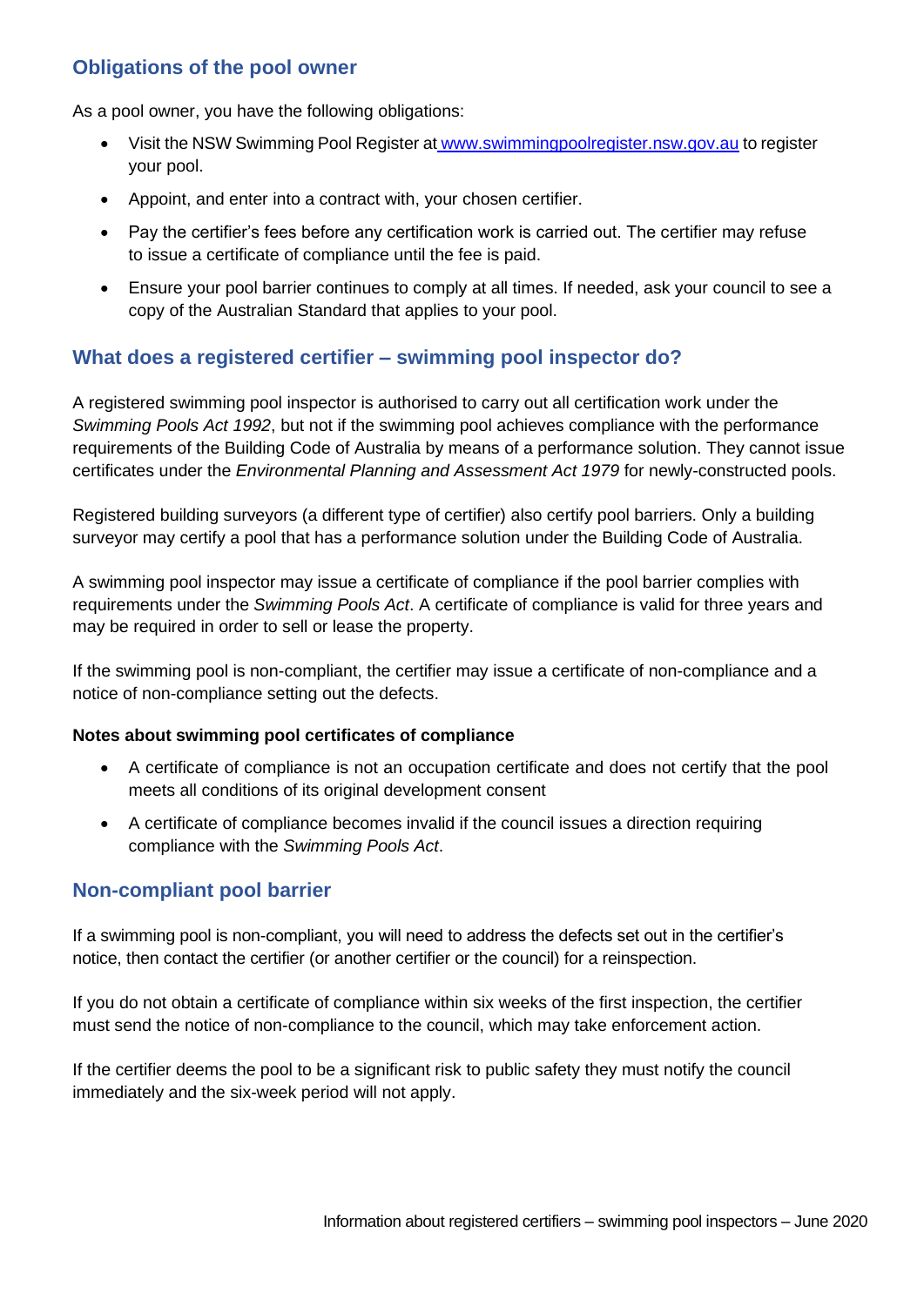## Obligations of the pool owner

As a pool owner, you have the following obligations:

- Visit the NSW Swimming Pool Register at www.swimmingpoolregister.nsw.gov.au to register your pool.
- Appoint, and enter into a contract with, your chosen certifier.
- Pay the certifier's fees before any certification work is carried out. The certifier may refuse to issue a certificate of compliance until the fee is paid.
- Ensure your pool barrier continues to comply at all times. If needed, ask your council to see a copy of the Australian Standard that applies to your pool.

## What does a registered certifier – swimming pool inspector do?

A registered swimming pool inspector is authorised to carry out all certification work under the *Swimming Pools Act 1992*, but not if the swimming pool achieves compliance with the performance requirements of the Building Code of Australia by means of a performance solution. They cannot issue certificates under the *Environmental Planning and Assessment Act 1979* for newly-constructed pools.

Registered building surveyors (a different type of certifier) also certify pool barriers. Only a building surveyor may certify a pool that has a performance solution under the Building Code of Australia.

A swimming pool inspector may issue a certificate of compliance if the pool barrier complies with requirements under the *Swimming Pools Act*. A certificate of compliance is valid for three years and may be required in order to sell or lease the property.

If the swimming pool is non-compliant, the certifier may issue a certificate of non-compliance and a notice of non-compliance setting out the defects.

**Notes about swimming pool certificates of compliance**

- A certificate of compliance is not an occupation certificate and does not certify that the pool meets all conditions of its original development consent
- A certificate of compliance becomes invalid if the council issues a direction requiring compliance with the *Swimming Pools Act*.

## Non-compliant pool barrier

If a swimming pool is non-compliant, you will need to address the defects set out in the certifier's notice, then contact the certifier (or another certifier or the council) for a reinspection.

If you do not obtain a certificate of compliance within six weeks of the first inspection, the certifier must send the notice of non-compliance to the council, which may take enforcement action.

If the certifier deems the pool to be a significant risk to public safety they must notify the council immediately and the six-week period will not apply.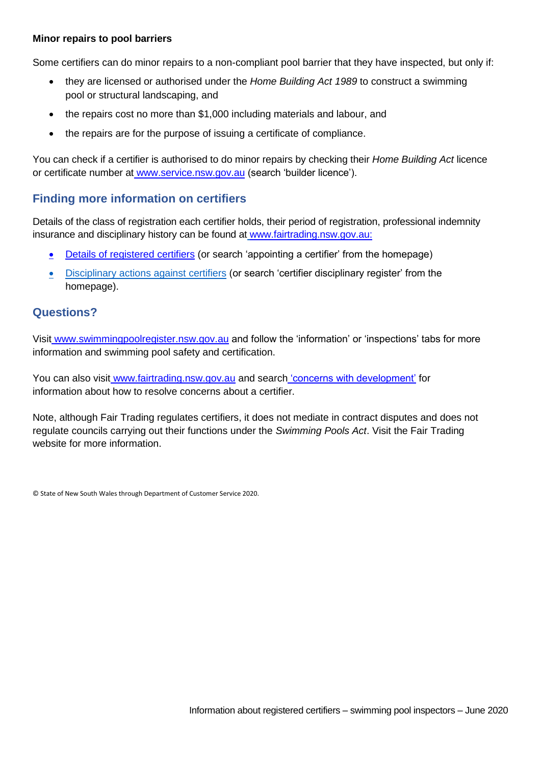**Minor repairs to pool barriers**

Some certifiers can do minor repairs to a non-compliant pool barrier that they have inspected, but only if:

- they are licensed or authorised under the *Home Building Act 1989* to construct a swimming pool or structural landscaping, and
- the repairs cost no more than $1,000 including materials and labour, and
- the repairs are for the purpose of issuing a certificate of compliance.

You can check if a certifier is authorised to do minor repairs by checking their *Home Building Act* licence or certificate number at www.service.nsw.gov.au (search 'builder licence').

## Finding more information on certifiers

Details of the class of registration each certifier holds, their period of registration, professional indemnity insurance and disciplinary history can be found at www.fairtrading.nsw.gov.au:

- Details of registered certifiers (or search 'appointing a certifier' from the homepage)
- Disciplinary actions against certifiers (or search 'certifier disciplinary register' from the homepage).

## Questions?

Visit www.swimmingpoolregister.nsw.gov.au and follow the 'information' or 'inspections' tabs for more information and swimming pool safety and certification.

You can also visit www.fairtrading.nsw.gov.au and search 'concerns with development' for information about how to resolve concerns about a certifier.

Note, although Fair Trading regulates certifiers, it does not mediate in contract disputes and does not regulate councils carrying out their functions under the *Swimming Pools Act*. Visit the Fair Trading website for more information.

© State of New South Wales through Department of Customer Service 2020.